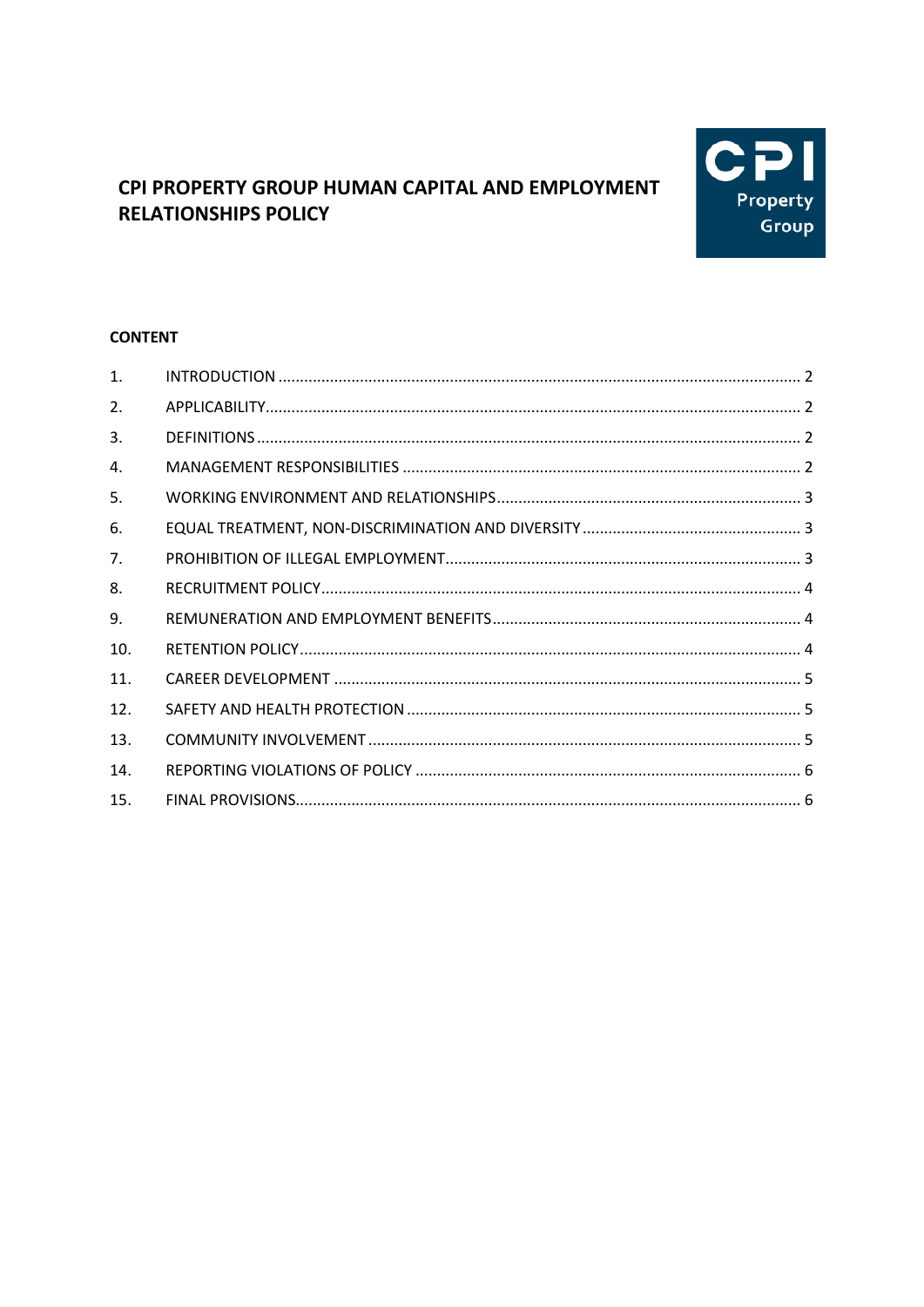# CPI PROPERTY GROUP HUMAN CAPITAL AND EMPLOYMENT RELATIONSHIPS POLICY

**CONTENT**

| | | |
|---|---|---|
| 1. | INTRODUCTION | 2 |
| 2. | APPLICABILITY | 2 |
| 3. | DEFINITIONS | 2 |
| 4. | MANAGEMENT RESPONSIBILITIES | 2 |
| 5. | WORKING ENVIRONMENT AND RELATIONSHIPS | 3 |
| 6. | EQUAL TREATMENT, NON-DISCRIMINATION AND DIVERSITY | 3 |
| 7. | PROHIBITION OF ILLEGAL EMPLOYMENT | 3 |
| 8. | RECRUITMENT POLICY | 4 |
| 9. | REMUNERATION AND EMPLOYMENT BENEFITS | 4 |
| 10. | RETENTION POLICY | 4 |
| 11. | CAREER DEVELOPMENT | 5 |
| 12. | SAFETY AND HEALTH PROTECTION | 5 |
| 13. | COMMUNITY INVOLVEMENT | 5 |
| 14. | REPORTING VIOLATIONS OF POLICY | 6 |
| 15. | FINAL PROVISIONS | 6 |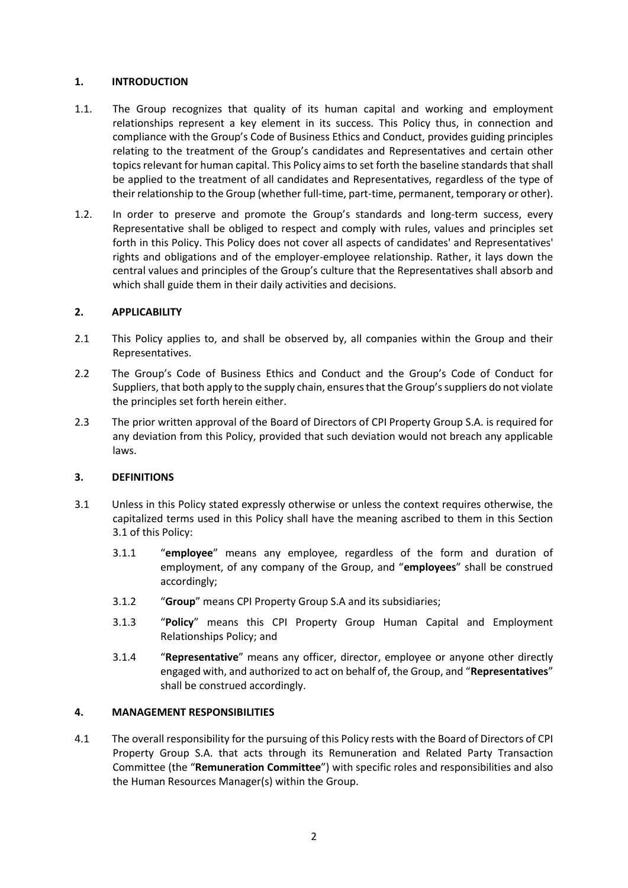## 1. INTRODUCTION

1.1. The Group recognizes that quality of its human capital and working and employment relationships represent a key element in its success. This Policy thus, in connection and compliance with the Group's Code of Business Ethics and Conduct, provides guiding principles relating to the treatment of the Group's candidates and Representatives and certain other topics relevant for human capital. This Policy aims to set forth the baseline standards that shall be applied to the treatment of all candidates and Representatives, regardless of the type of their relationship to the Group (whether full-time, part-time, permanent, temporary or other).

1.2. In order to preserve and promote the Group's standards and long-term success, every Representative shall be obliged to respect and comply with rules, values and principles set forth in this Policy. This Policy does not cover all aspects of candidates' and Representatives' rights and obligations and of the employer-employee relationship. Rather, it lays down the central values and principles of the Group's culture that the Representatives shall absorb and which shall guide them in their daily activities and decisions.

## 2. APPLICABILITY

2.1 This Policy applies to, and shall be observed by, all companies within the Group and their Representatives.

2.2 The Group's Code of Business Ethics and Conduct and the Group's Code of Conduct for Suppliers, that both apply to the supply chain, ensures that the Group's suppliers do not violate the principles set forth herein either.

2.3 The prior written approval of the Board of Directors of CPI Property Group S.A. is required for any deviation from this Policy, provided that such deviation would not breach any applicable laws.

## 3. DEFINITIONS

3.1 Unless in this Policy stated expressly otherwise or unless the context requires otherwise, the capitalized terms used in this Policy shall have the meaning ascribed to them in this Section 3.1 of this Policy:

3.1.1 "**employee**" means any employee, regardless of the form and duration of employment, of any company of the Group, and "**employees**" shall be construed accordingly;

3.1.2 "**Group**" means CPI Property Group S.A and its subsidiaries;

3.1.3 "**Policy**" means this CPI Property Group Human Capital and Employment Relationships Policy; and

3.1.4 "**Representative**" means any officer, director, employee or anyone other directly engaged with, and authorized to act on behalf of, the Group, and "**Representatives**" shall be construed accordingly.

## 4. MANAGEMENT RESPONSIBILITIES

4.1 The overall responsibility for the pursuing of this Policy rests with the Board of Directors of CPI Property Group S.A. that acts through its Remuneration and Related Party Transaction Committee (the "**Remuneration Committee**") with specific roles and responsibilities and also the Human Resources Manager(s) within the Group.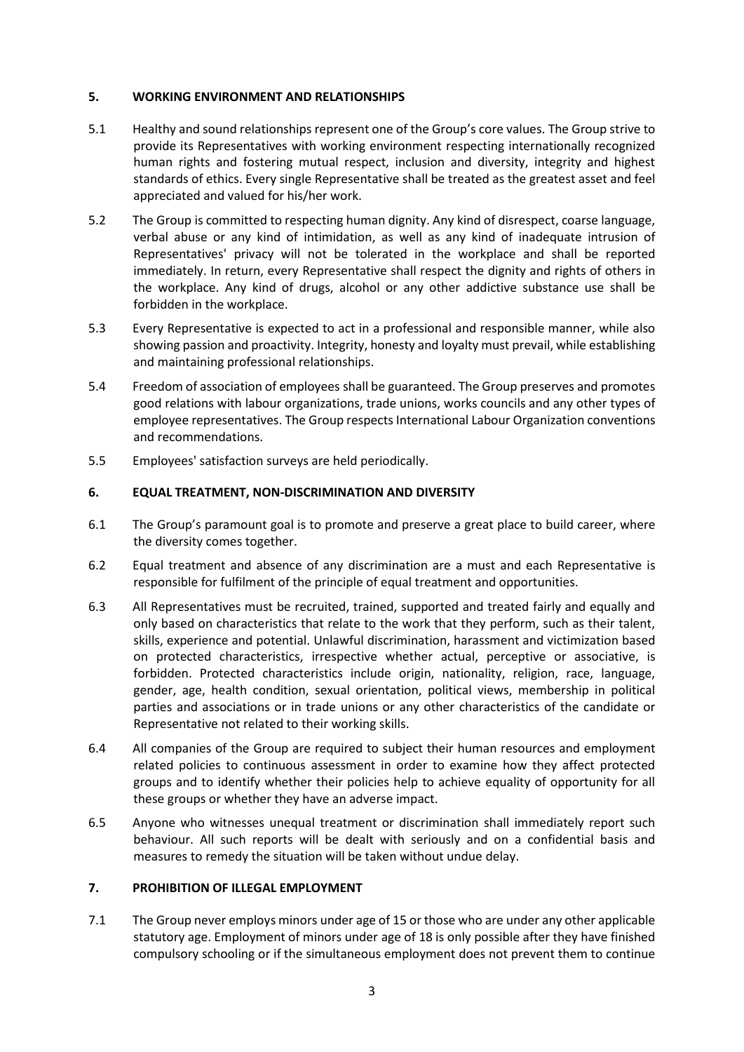## 5. WORKING ENVIRONMENT AND RELATIONSHIPS

5.1 Healthy and sound relationships represent one of the Group's core values. The Group strive to provide its Representatives with working environment respecting internationally recognized human rights and fostering mutual respect, inclusion and diversity, integrity and highest standards of ethics. Every single Representative shall be treated as the greatest asset and feel appreciated and valued for his/her work.

5.2 The Group is committed to respecting human dignity. Any kind of disrespect, coarse language, verbal abuse or any kind of intimidation, as well as any kind of inadequate intrusion of Representatives' privacy will not be tolerated in the workplace and shall be reported immediately. In return, every Representative shall respect the dignity and rights of others in the workplace. Any kind of drugs, alcohol or any other addictive substance use shall be forbidden in the workplace.

5.3 Every Representative is expected to act in a professional and responsible manner, while also showing passion and proactivity. Integrity, honesty and loyalty must prevail, while establishing and maintaining professional relationships.

5.4 Freedom of association of employees shall be guaranteed. The Group preserves and promotes good relations with labour organizations, trade unions, works councils and any other types of employee representatives. The Group respects International Labour Organization conventions and recommendations.

5.5 Employees' satisfaction surveys are held periodically.

## 6. EQUAL TREATMENT, NON-DISCRIMINATION AND DIVERSITY

6.1 The Group's paramount goal is to promote and preserve a great place to build career, where the diversity comes together.

6.2 Equal treatment and absence of any discrimination are a must and each Representative is responsible for fulfilment of the principle of equal treatment and opportunities.

6.3 All Representatives must be recruited, trained, supported and treated fairly and equally and only based on characteristics that relate to the work that they perform, such as their talent, skills, experience and potential. Unlawful discrimination, harassment and victimization based on protected characteristics, irrespective whether actual, perceptive or associative, is forbidden. Protected characteristics include origin, nationality, religion, race, language, gender, age, health condition, sexual orientation, political views, membership in political parties and associations or in trade unions or any other characteristics of the candidate or Representative not related to their working skills.

6.4 All companies of the Group are required to subject their human resources and employment related policies to continuous assessment in order to examine how they affect protected groups and to identify whether their policies help to achieve equality of opportunity for all these groups or whether they have an adverse impact.

6.5 Anyone who witnesses unequal treatment or discrimination shall immediately report such behaviour. All such reports will be dealt with seriously and on a confidential basis and measures to remedy the situation will be taken without undue delay.

## 7. PROHIBITION OF ILLEGAL EMPLOYMENT

7.1 The Group never employs minors under age of 15 or those who are under any other applicable statutory age. Employment of minors under age of 18 is only possible after they have finished compulsory schooling or if the simultaneous employment does not prevent them to continue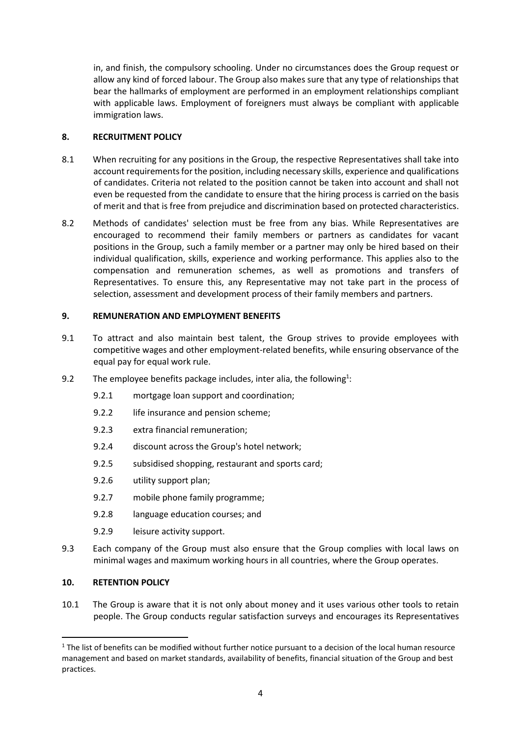in, and finish, the compulsory schooling. Under no circumstances does the Group request or allow any kind of forced labour. The Group also makes sure that any type of relationships that bear the hallmarks of employment are performed in an employment relationships compliant with applicable laws. Employment of foreigners must always be compliant with applicable immigration laws.

## 8. RECRUITMENT POLICY

8.1 When recruiting for any positions in the Group, the respective Representatives shall take into account requirements for the position, including necessary skills, experience and qualifications of candidates. Criteria not related to the position cannot be taken into account and shall not even be requested from the candidate to ensure that the hiring process is carried on the basis of merit and that is free from prejudice and discrimination based on protected characteristics.

8.2 Methods of candidates' selection must be free from any bias. While Representatives are encouraged to recommend their family members or partners as candidates for vacant positions in the Group, such a family member or a partner may only be hired based on their individual qualification, skills, experience and working performance. This applies also to the compensation and remuneration schemes, as well as promotions and transfers of Representatives. To ensure this, any Representative may not take part in the process of selection, assessment and development process of their family members and partners.

## 9. REMUNERATION AND EMPLOYMENT BENEFITS

9.1 To attract and also maintain best talent, the Group strives to provide employees with competitive wages and other employment-related benefits, while ensuring observance of the equal pay for equal work rule.

9.2 The employee benefits package includes, inter alia, the following[1]:

- 9.2.1 mortgage loan support and coordination;
- 9.2.2 life insurance and pension scheme;
- 9.2.3 extra financial remuneration;
- 9.2.4 discount across the Group's hotel network;
- 9.2.5 subsidised shopping, restaurant and sports card;
- 9.2.6 utility support plan;
- 9.2.7 mobile phone family programme;
- 9.2.8 language education courses; and
- 9.2.9 leisure activity support.

9.3 Each company of the Group must also ensure that the Group complies with local laws on minimal wages and maximum working hours in all countries, where the Group operates.

## 10. RETENTION POLICY

10.1 The Group is aware that it is not only about money and it uses various other tools to retain people. The Group conducts regular satisfaction surveys and encourages its Representatives

---

[1] The list of benefits can be modified without further notice pursuant to a decision of the local human resource management and based on market standards, availability of benefits, financial situation of the Group and best practices.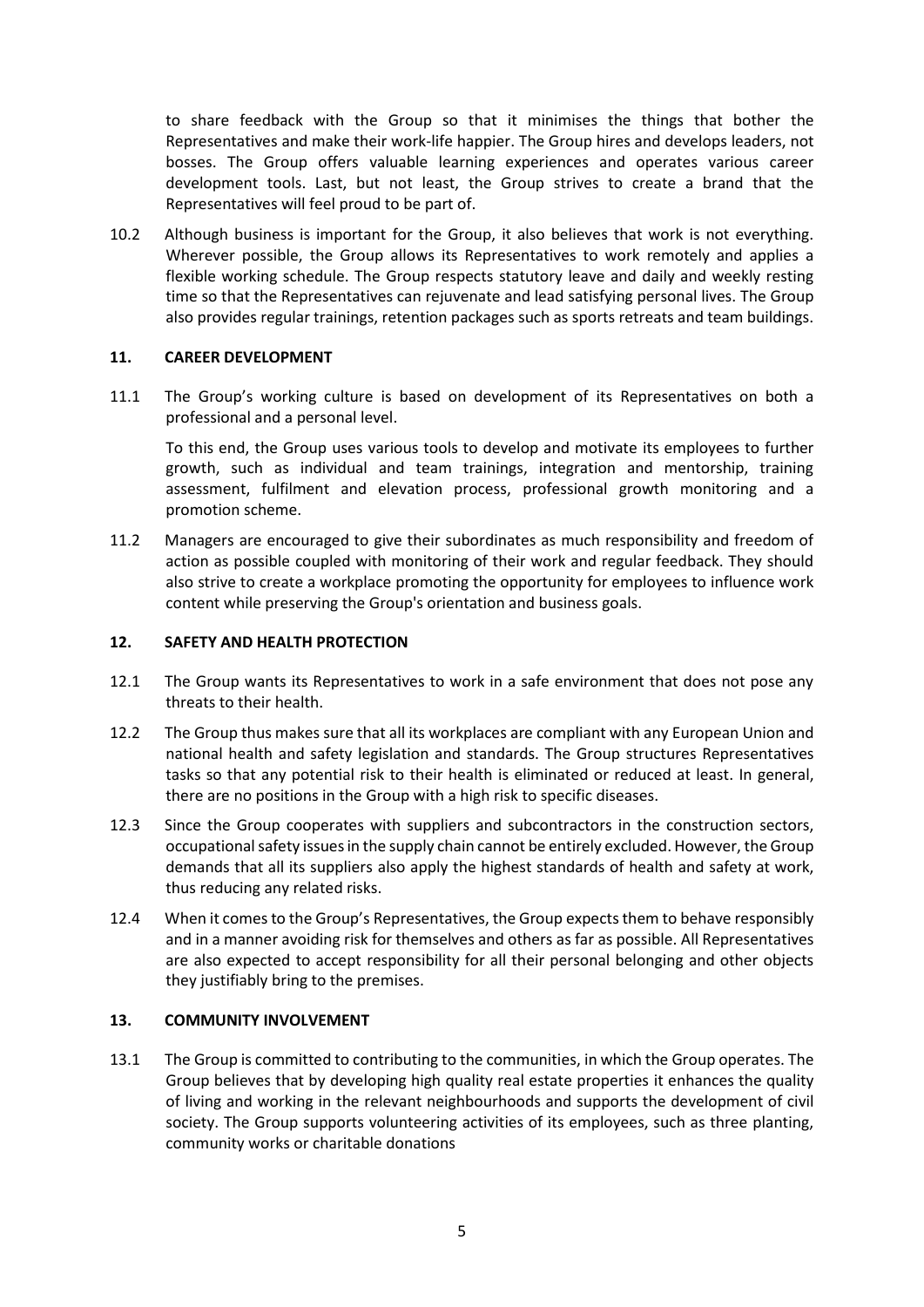to share feedback with the Group so that it minimises the things that bother the Representatives and make their work-life happier. The Group hires and develops leaders, not bosses. The Group offers valuable learning experiences and operates various career development tools. Last, but not least, the Group strives to create a brand that the Representatives will feel proud to be part of.

10.2 Although business is important for the Group, it also believes that work is not everything. Wherever possible, the Group allows its Representatives to work remotely and applies a flexible working schedule. The Group respects statutory leave and daily and weekly resting time so that the Representatives can rejuvenate and lead satisfying personal lives. The Group also provides regular trainings, retention packages such as sports retreats and team buildings.

## 11. CAREER DEVELOPMENT

11.1 The Group's working culture is based on development of its Representatives on both a professional and a personal level.

To this end, the Group uses various tools to develop and motivate its employees to further growth, such as individual and team trainings, integration and mentorship, training assessment, fulfilment and elevation process, professional growth monitoring and a promotion scheme.

11.2 Managers are encouraged to give their subordinates as much responsibility and freedom of action as possible coupled with monitoring of their work and regular feedback. They should also strive to create a workplace promoting the opportunity for employees to influence work content while preserving the Group's orientation and business goals.

## 12. SAFETY AND HEALTH PROTECTION

12.1 The Group wants its Representatives to work in a safe environment that does not pose any threats to their health.

12.2 The Group thus makes sure that all its workplaces are compliant with any European Union and national health and safety legislation and standards. The Group structures Representatives tasks so that any potential risk to their health is eliminated or reduced at least. In general, there are no positions in the Group with a high risk to specific diseases.

12.3 Since the Group cooperates with suppliers and subcontractors in the construction sectors, occupational safety issues in the supply chain cannot be entirely excluded. However, the Group demands that all its suppliers also apply the highest standards of health and safety at work, thus reducing any related risks.

12.4 When it comes to the Group's Representatives, the Group expects them to behave responsibly and in a manner avoiding risk for themselves and others as far as possible. All Representatives are also expected to accept responsibility for all their personal belonging and other objects they justifiably bring to the premises.

## 13. COMMUNITY INVOLVEMENT

13.1 The Group is committed to contributing to the communities, in which the Group operates. The Group believes that by developing high quality real estate properties it enhances the quality of living and working in the relevant neighbourhoods and supports the development of civil society. The Group supports volunteering activities of its employees, such as three planting, community works or charitable donations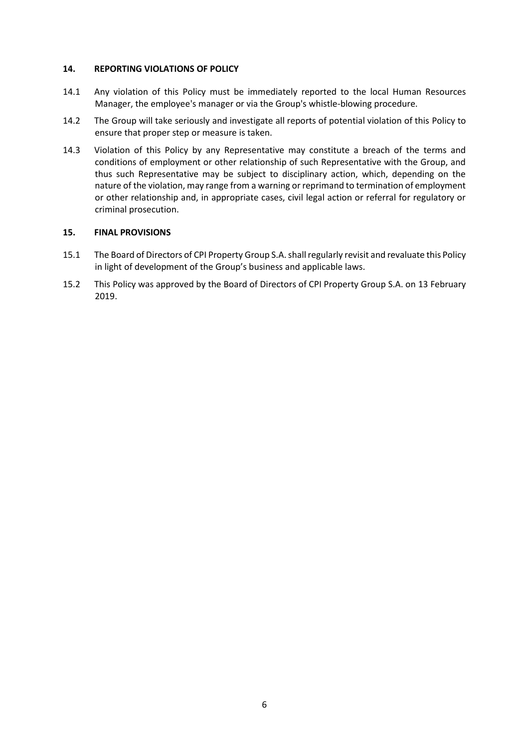## 14. REPORTING VIOLATIONS OF POLICY

14.1 Any violation of this Policy must be immediately reported to the local Human Resources Manager, the employee's manager or via the Group's whistle-blowing procedure.

14.2 The Group will take seriously and investigate all reports of potential violation of this Policy to ensure that proper step or measure is taken.

14.3 Violation of this Policy by any Representative may constitute a breach of the terms and conditions of employment or other relationship of such Representative with the Group, and thus such Representative may be subject to disciplinary action, which, depending on the nature of the violation, may range from a warning or reprimand to termination of employment or other relationship and, in appropriate cases, civil legal action or referral for regulatory or criminal prosecution.

## 15. FINAL PROVISIONS

15.1 The Board of Directors of CPI Property Group S.A. shall regularly revisit and revaluate this Policy in light of development of the Group's business and applicable laws.

15.2 This Policy was approved by the Board of Directors of CPI Property Group S.A. on 13 February 2019.